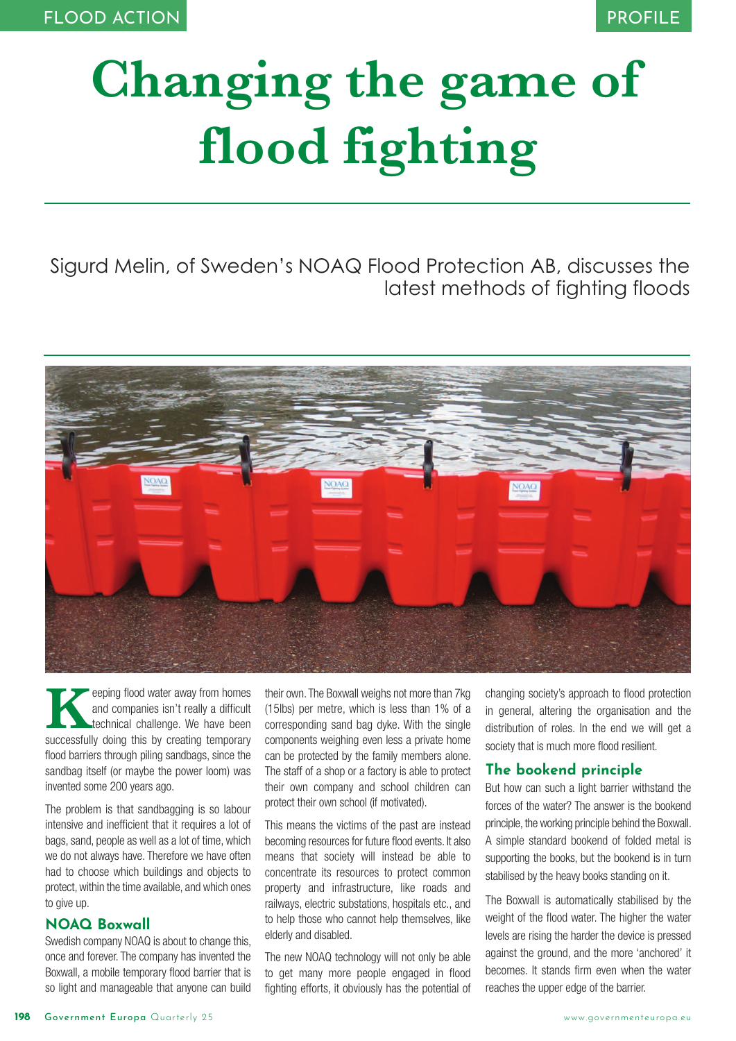# Changing the game of flood fighting

Sigurd Melin, of Sweden's NOAQ Flood Protection AB, discusses the latest methods of fighting floods

Keeping flood water away from homes and companies isn't really a difficult technical challenge. We have been successfully doing this by creating temporary flood barriers through piling sandbags, since the sandbag itself (or maybe the power loom) was invented some 200 years ago.

The problem is that sandbagging is so labour intensive and inefficient that it requires a lot of bags, sand, people as well as a lot of time, which we do not always have. Therefore we have often had to choose which buildings and objects to protect, within the time available, and which ones to give up.

## NOAQ Boxwall

Swedish company NOAQ is about to change this, once and forever. The company has invented the Boxwall, a mobile temporary flood barrier that is so light and manageable that anyone can build their own. The Boxwall weighs not more than 7kg (15lbs) per metre, which is less than 1% of a corresponding sand bag dyke. With the single components weighing even less a private home can be protected by the family members alone. The staff of a shop or a factory is able to protect their own company and school children can protect their own school (if motivated).

This means the victims of the past are instead becoming resources for future flood events. It also means that society will instead be able to concentrate its resources to protect common property and infrastructure, like roads and railways, electric substations, hospitals etc., and to help those who cannot help themselves, like elderly and disabled.

The new NOAQ technology will not only be able to get many more people engaged in flood fighting efforts, it obviously has the potential of changing society's approach to flood protection in general, altering the organisation and the distribution of roles. In the end we will get a society that is much more flood resilient.

## The bookend principle

But how can such a light barrier withstand the forces of the water? The answer is the bookend principle, the working principle behind the Boxwall. A simple standard bookend of folded metal is supporting the books, but the bookend is in turn stabilised by the heavy books standing on it.

The Boxwall is automatically stabilised by the weight of the flood water. The higher the water levels are rising the harder the device is pressed against the ground, and the more 'anchored' it becomes. It stands firm even when the water reaches the upper edge of the barrier.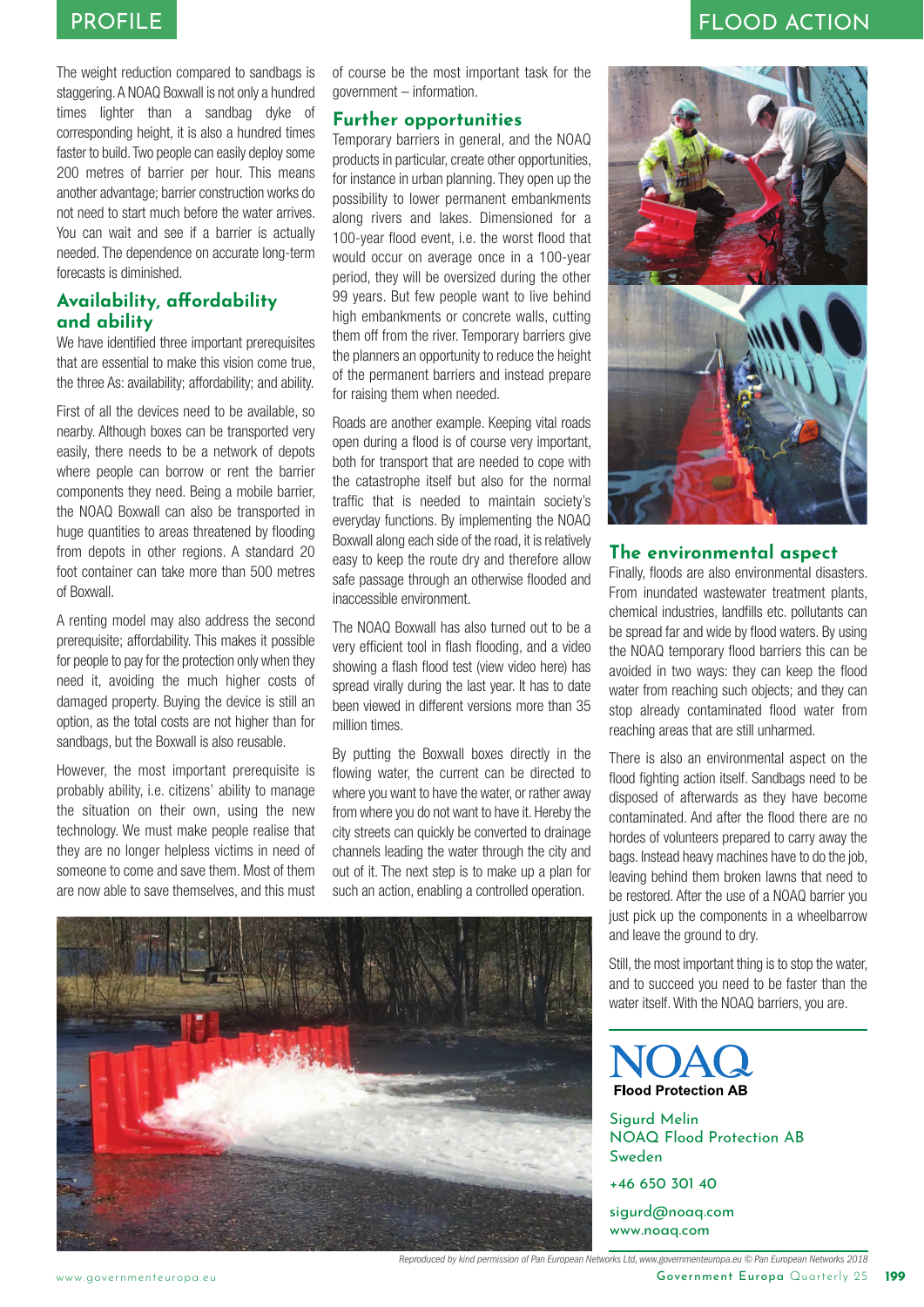The weight reduction compared to sandbags is staggering. A NOAQ Boxwall is not only a hundred times lighter than a sandbag dyke of corresponding height, it is also a hundred times faster to build. Two people can easily deploy some 200 metres of barrier per hour. This means another advantage; barrier construction works do not need to start much before the water arrives. You can wait and see if a barrier is actually needed. The dependence on accurate long-term forecasts is diminished.

## Availability, affordability and ability

We have identified three important prerequisites that are essential to make this vision come true, the three As: availability; affordability; and ability.

First of all the devices need to be available, so nearby. Although boxes can be transported very easily, there needs to be a network of depots where people can borrow or rent the barrier components they need. Being a mobile barrier, the NOAQ Boxwall can also be transported in huge quantities to areas threatened by flooding from depots in other regions. A standard 20 foot container can take more than 500 metres of Boxwall.

A renting model may also address the second prerequisite; affordability. This makes it possible for people to pay for the protection only when they need it, avoiding the much higher costs of damaged property. Buying the device is still an option, as the total costs are not higher than for sandbags, but the Boxwall is also reusable.

However, the most important prerequisite is probably ability, i.e. citizens' ability to manage the situation on their own, using the new technology. We must make people realise that they are no longer helpless victims in need of someone to come and save them. Most of them are now able to save themselves, and this must of course be the most important task for the government – information.

## Further opportunities

Temporary barriers in general, and the NOAQ products in particular, create other opportunities, for instance in urban planning. They open up the possibility to lower permanent embankments along rivers and lakes. Dimensioned for a 100-year flood event, i.e. the worst flood that would occur on average once in a 100-year period, they will be oversized during the other 99 years. But few people want to live behind high embankments or concrete walls, cutting them off from the river. Temporary barriers give the planners an opportunity to reduce the height of the permanent barriers and instead prepare for raising them when needed.

Roads are another example. Keeping vital roads open during a flood is of course very important, both for transport that are needed to cope with the catastrophe itself but also for the normal traffic that is needed to maintain society's everyday functions. By implementing the NOAQ Boxwall along each side of the road, it is relatively easy to keep the route dry and therefore allow safe passage through an otherwise flooded and inaccessible environment.

The NOAQ Boxwall has also turned out to be a very efficient tool in flash flooding, and a video showing a flash flood test (view video here) has spread virally during the last year. It has to date been viewed in different versions more than 35 million times.

By putting the Boxwall boxes directly in the flowing water, the current can be directed to where you want to have the water, or rather away from where you do not want to have it. Hereby the city streets can quickly be converted to drainage channels leading the water through the city and out of it. The next step is to make up a plan for such an action, enabling a controlled operation.

## The environmental aspect

Finally, floods are also environmental disasters. From inundated wastewater treatment plants, chemical industries, landfills etc. pollutants can be spread far and wide by flood waters. By using the NOAQ temporary flood barriers this can be avoided in two ways: they can keep the flood water from reaching such objects; and they can stop already contaminated flood water from reaching areas that are still unharmed.

There is also an environmental aspect on the flood fighting action itself. Sandbags need to be disposed of afterwards as they have become contaminated. And after the flood there are no hordes of volunteers prepared to carry away the bags. Instead heavy machines have to do the job, leaving behind them broken lawns that need to be restored. After the use of a NOAQ barrier you just pick up the components in a wheelbarrow and leave the ground to dry.

Still, the most important thing is to stop the water, and to succeed you need to be faster than the water itself. With the NOAQ barriers, you are.

NOAQ
Flood Protection AB

Sigurd Melin
NOAQ Flood Protection AB
Sweden

+46 650 301 40

sigurd@noaq.com
www.noaq.com

*Reproduced by kind permission of Pan European Networks Ltd, www.governmenteuropa.eu © Pan European Networks 2018*